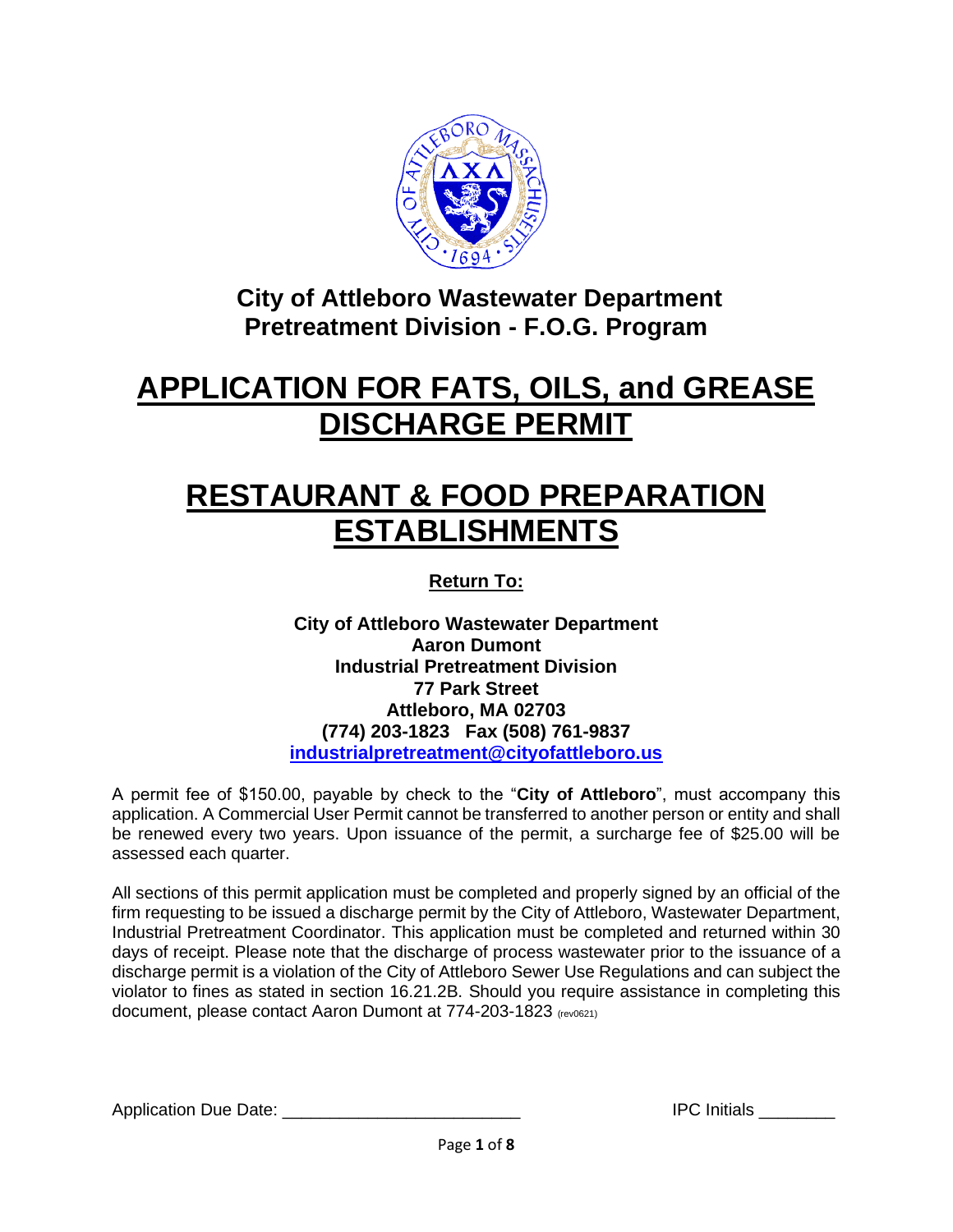**City of Attleboro Wastewater Department**
**Pretreatment Division - F.O.G. Program**

# APPLICATION FOR FATS, OILS, and GREASE DISCHARGE PERMIT

# RESTAURANT & FOOD PREPARATION ESTABLISHMENTS

**Return To:**

**City of Attleboro Wastewater Department**
**Aaron Dumont**
**Industrial Pretreatment Division**
**77 Park Street**
**Attleboro, MA 02703**
**(774) 203-1823 Fax (508) 761-9837**
**industrialpretreatment@cityofattleboro.us**

A permit fee of $150.00, payable by check to the "**City of Attleboro**", must accompany this application. A Commercial User Permit cannot be transferred to another person or entity and shall be renewed every two years. Upon issuance of the permit, a surcharge fee of $25.00 will be assessed each quarter.

All sections of this permit application must be completed and properly signed by an official of the firm requesting to be issued a discharge permit by the City of Attleboro, Wastewater Department, Industrial Pretreatment Coordinator. This application must be completed and returned within 30 days of receipt. Please note that the discharge of process wastewater prior to the issuance of a discharge permit is a violation of the City of Attleboro Sewer Use Regulations and can subject the violator to fines as stated in section 16.21.2B. Should you require assistance in completing this document, please contact Aaron Dumont at 774-203-1823 (rev0621)

Application Due Date: ________________________ IPC Initials ________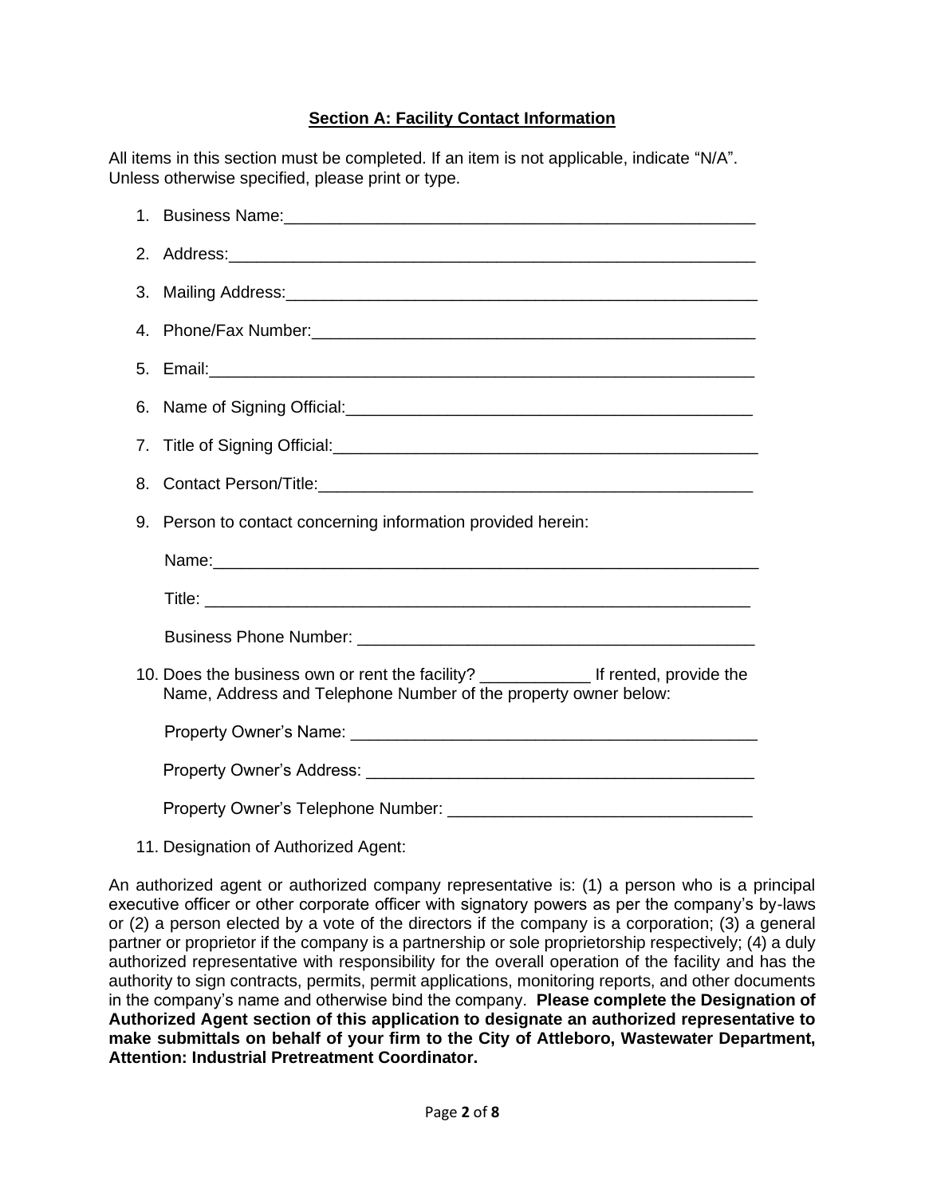## **Section A: Facility Contact Information**

All items in this section must be completed. If an item is not applicable, indicate "N/A". Unless otherwise specified, please print or type.

1. Business Name:______________________________________________________
2. Address:___________________________________________________________
3. Mailing Address:_____________________________________________________
4. Phone/Fax Number:___________________________________________________
5. Email:_____________________________________________________________
6. Name of Signing Official:_______________________________________________
7. Title of Signing Official:________________________________________________
8. Contact Person/Title:___________________________________________________
9. Person to contact concerning information provided herein:

   Name:_____________________________________________________________

   Title: _____________________________________________________________

   Business Phone Number: _________________________________________

10. Does the business own or rent the facility? ____________ If rented, provide the Name, Address and Telephone Number of the property owner below:

    Property Owner's Name: _________________________________________

    Property Owner's Address: _______________________________________

    Property Owner's Telephone Number: ______________________________

11. Designation of Authorized Agent:

An authorized agent or authorized company representative is: (1) a person who is a principal executive officer or other corporate officer with signatory powers as per the company's by-laws or (2) a person elected by a vote of the directors if the company is a corporation; (3) a general partner or proprietor if the company is a partnership or sole proprietorship respectively; (4) a duly authorized representative with responsibility for the overall operation of the facility and has the authority to sign contracts, permits, permit applications, monitoring reports, and other documents in the company's name and otherwise bind the company. **Please complete the Designation of Authorized Agent section of this application to designate an authorized representative to make submittals on behalf of your firm to the City of Attleboro, Wastewater Department, Attention: Industrial Pretreatment Coordinator.**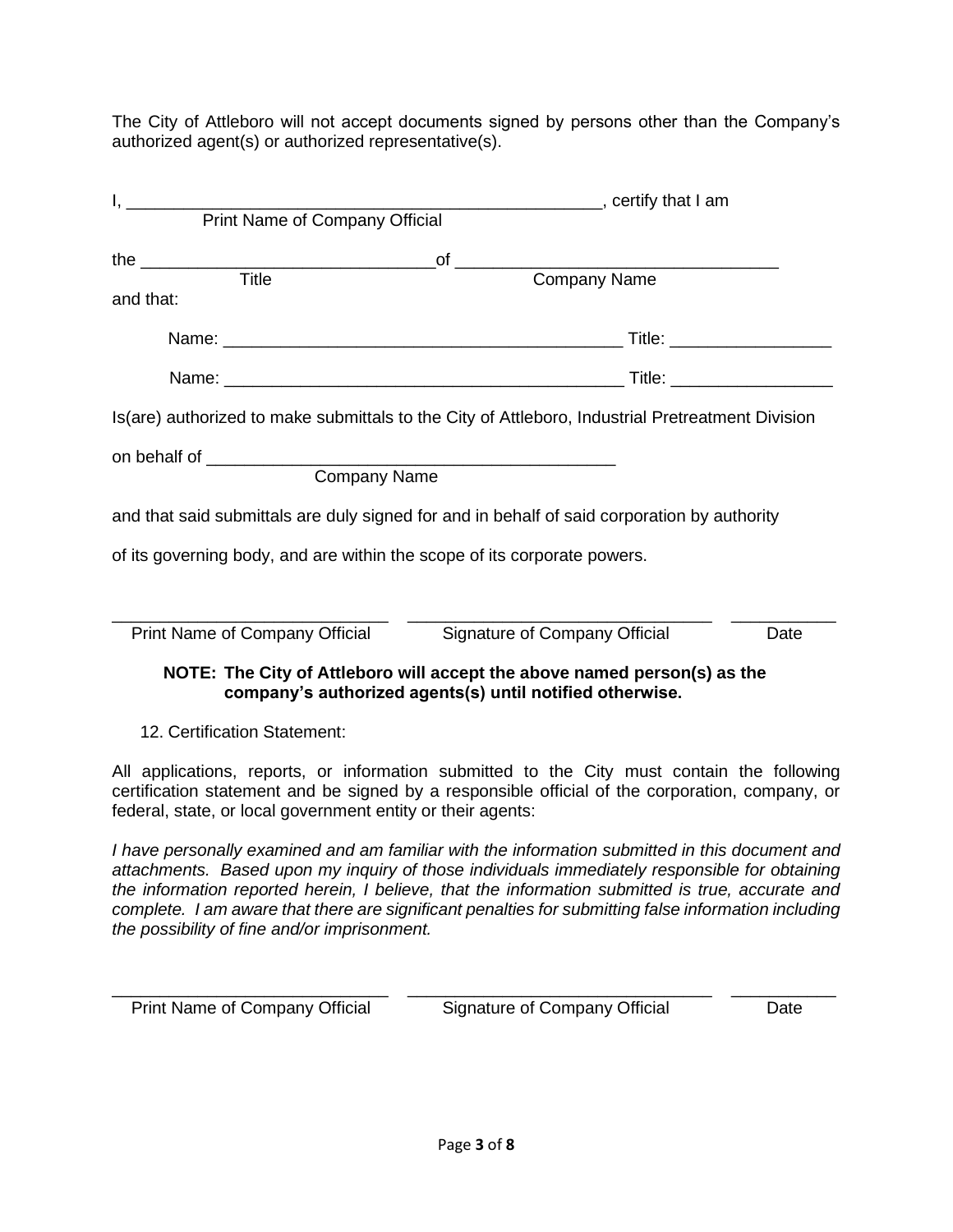The City of Attleboro will not accept documents signed by persons other than the Company's authorized agent(s) or authorized representative(s).

I, ____________________________________________________, certify that I am
Print Name of Company Official

the _______________________________of ___________________________________
Title Company Name

and that:

Name: __________________________________________ Title: _________________

Name: __________________________________________ Title: _________________

Is(are) authorized to make submittals to the City of Attleboro, Industrial Pretreatment Division

on behalf of ____________________________________________
Company Name

and that said submittals are duly signed for and in behalf of said corporation by authority

of its governing body, and are within the scope of its corporate powers.

______________________________ _________________________________ ___________
Print Name of Company Official Signature of Company Official Date

**NOTE: The City of Attleboro will accept the above named person(s) as the company's authorized agents(s) until notified otherwise.**

12. Certification Statement:

All applications, reports, or information submitted to the City must contain the following certification statement and be signed by a responsible official of the corporation, company, or federal, state, or local government entity or their agents:

*I have personally examined and am familiar with the information submitted in this document and attachments. Based upon my inquiry of those individuals immediately responsible for obtaining the information reported herein, I believe, that the information submitted is true, accurate and complete. I am aware that there are significant penalties for submitting false information including the possibility of fine and/or imprisonment.*

______________________________ _________________________________ ___________
Print Name of Company Official Signature of Company Official Date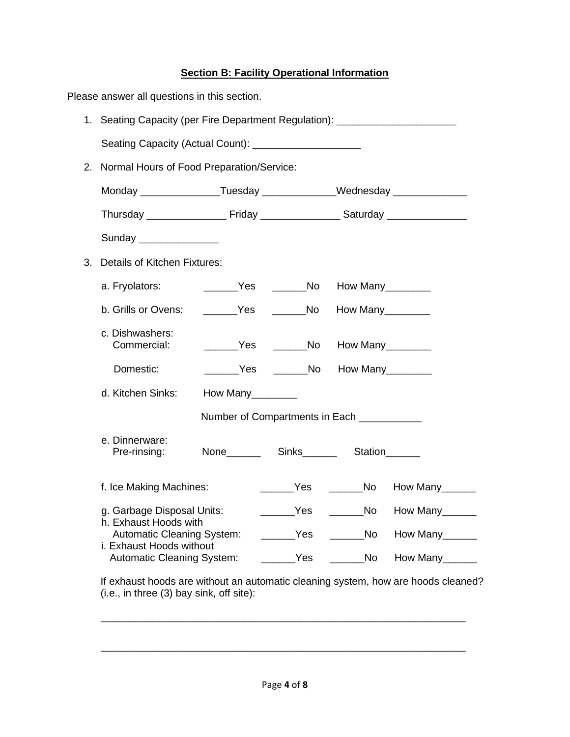## **Section B: Facility Operational Information**

Please answer all questions in this section.

1. Seating Capacity (per Fire Department Regulation): ____________________

   Seating Capacity (Actual Count): __________________

2. Normal Hours of Food Preparation/Service:

   Monday ______________ Tuesday _____________ Wednesday _____________

   Thursday ______________ Friday ______________ Saturday ______________

   Sunday ______________

3. Details of Kitchen Fixtures:

   a. Fryolators: ______Yes ______No How Many________

   b. Grills or Ovens: ______Yes ______No How Many________

   c. Dishwashers:
      Commercial: ______Yes ______No How Many________

      Domestic: ______Yes ______No How Many________

   d. Kitchen Sinks: How Many________

      Number of Compartments in Each ___________

   e. Dinnerware:
      Pre-rinsing: None______ Sinks______ Station______

   f. Ice Making Machines: ______Yes ______No How Many______

   g. Garbage Disposal Units: ______Yes ______No How Many______

   h. Exhaust Hoods with
      Automatic Cleaning System: ______Yes ______No How Many______

   i. Exhaust Hoods without
      Automatic Cleaning System: ______Yes ______No How Many______

   If exhaust hoods are without an automatic cleaning system, how are hoods cleaned? (i.e., in three (3) bay sink, off site):

   _________________________________________________________________

   _________________________________________________________________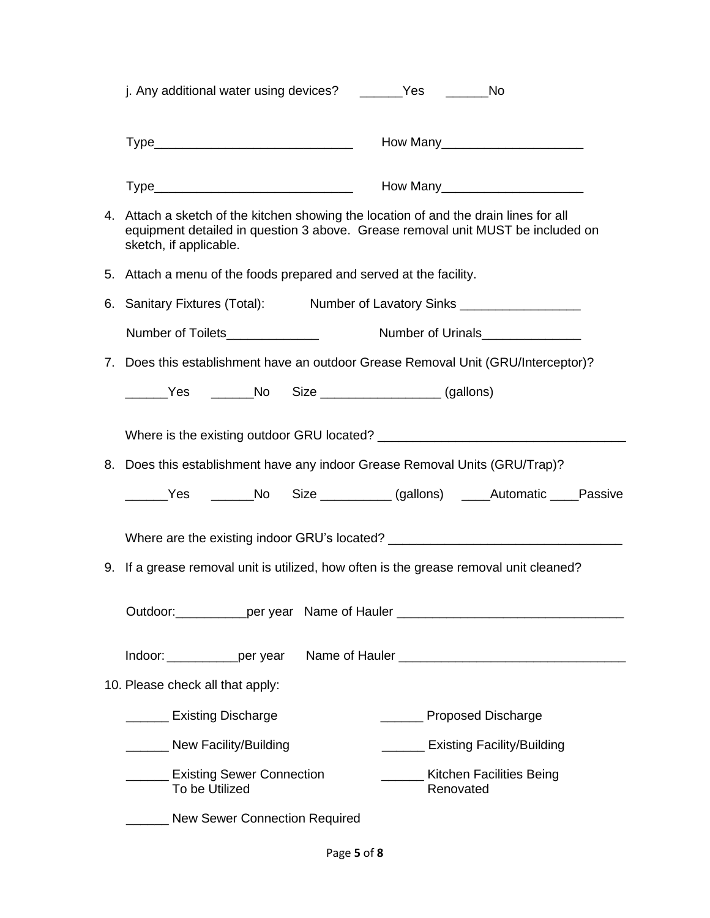j. Any additional water using devices? ______Yes ______No

Type____________________________ How Many____________________

Type____________________________ How Many____________________

4. Attach a sketch of the kitchen showing the location of and the drain lines for all equipment detailed in question 3 above. Grease removal unit MUST be included on sketch, if applicable.

5. Attach a menu of the foods prepared and served at the facility.

6. Sanitary Fixtures (Total): Number of Lavatory Sinks _________________

   Number of Toilets_____________ Number of Urinals______________

7. Does this establishment have an outdoor Grease Removal Unit (GRU/Interceptor)?

   ______Yes ______No Size _________________ (gallons)

   Where is the existing outdoor GRU located? ___________________________________

8. Does this establishment have any indoor Grease Removal Units (GRU/Trap)?

   ______Yes ______No Size __________ (gallons) ____Automatic ____Passive

   Where are the existing indoor GRU's located? ________________________________

9. If a grease removal unit is utilized, how often is the grease removal unit cleaned?

   Outdoor:__________per year Name of Hauler _______________________________

   Indoor: __________per year Name of Hauler ________________________________

10. Please check all that apply:

   ______ Existing Discharge
   ______ Proposed Discharge
   ______ New Facility/Building
   ______ Existing Facility/Building
   ______ Existing Sewer Connection To be Utilized
   ______ Kitchen Facilities Being Renovated
   ______ New Sewer Connection Required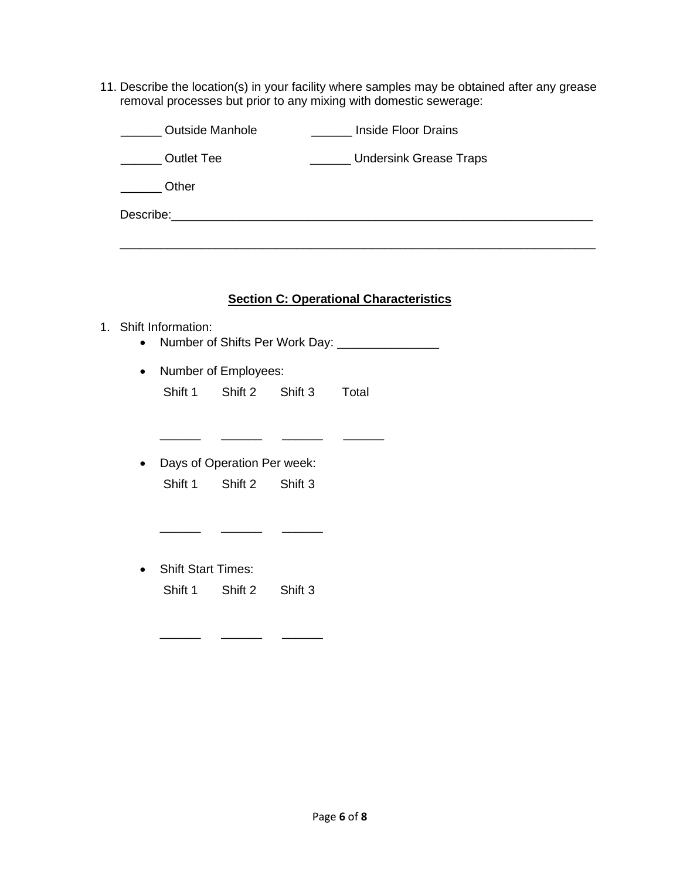11. Describe the location(s) in your facility where samples may be obtained after any grease removal processes but prior to any mixing with domestic sewerage:

    ______ Outside Manhole ______ Inside Floor Drains

    ______ Outlet Tee ______ Undersink Grease Traps

    ______ Other

    Describe:_________________________________________________________________

    __________________________________________________________________________

## Section C: Operational Characteristics

1. Shift Information:
    - Number of Shifts Per Work Day: _______________
    - Number of Employees:

      | Shift 1 | Shift 2 | Shift 3 | Total |
      |---|---|---|---|
      | ______ | ______ | ______ | ______ |

    - Days of Operation Per week:

      | Shift 1 | Shift 2 | Shift 3 |
      |---|---|---|
      | ______ | ______ | ______ |

    - Shift Start Times:

      | Shift 1 | Shift 2 | Shift 3 |
      |---|---|---|
      | ______ | ______ | ______ |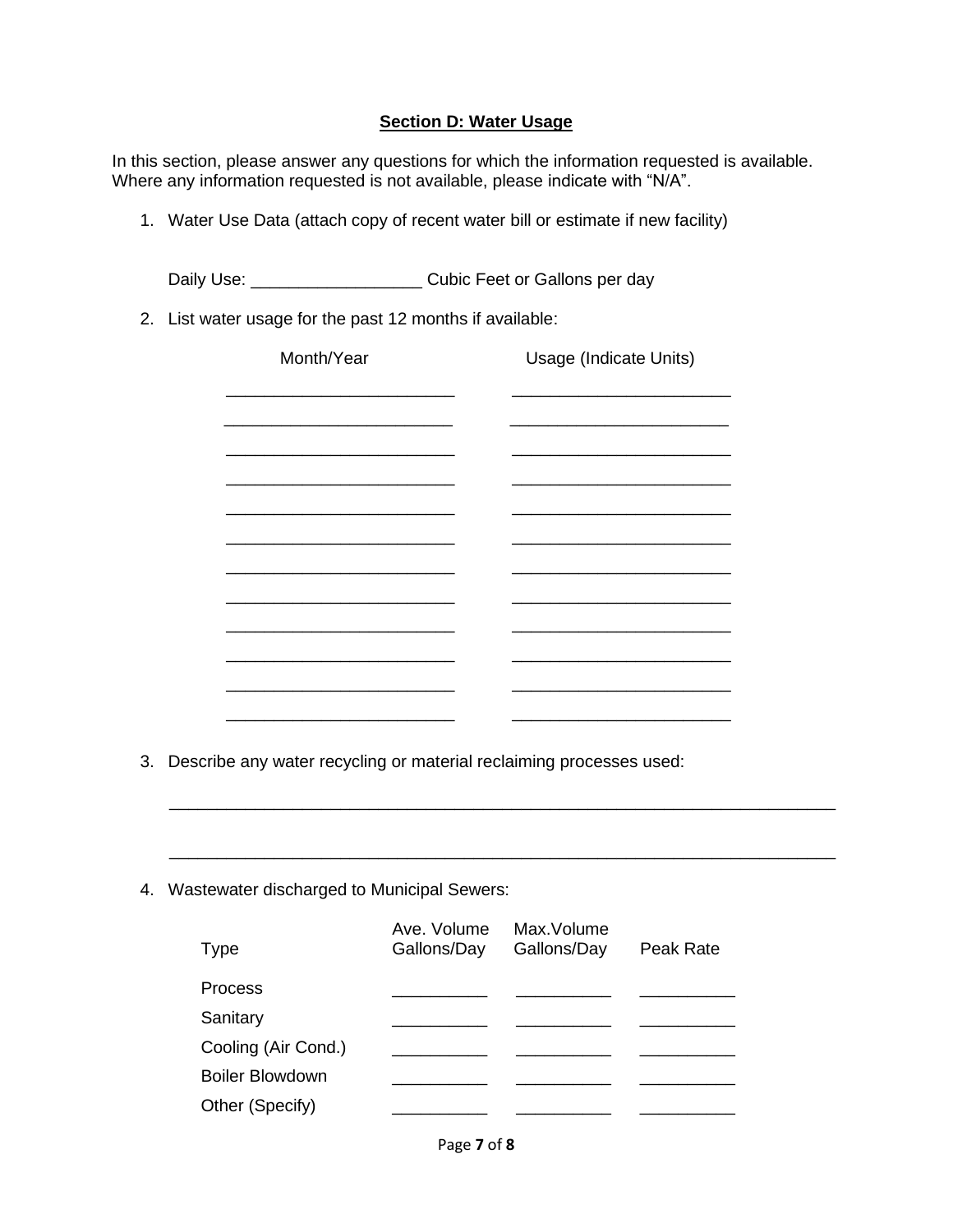## Section D: Water Usage

In this section, please answer any questions for which the information requested is available. Where any information requested is not available, please indicate with "N/A".

1. Water Use Data (attach copy of recent water bill or estimate if new facility)

   Daily Use: __________________ Cubic Feet or Gallons per day

2. List water usage for the past 12 months if available:

| Month/Year | Usage (Indicate Units) |
|---|---|
| ________________________ | _______________________ |
| ________________________ | _______________________ |
| ________________________ | _______________________ |
| ________________________ | _______________________ |
| ________________________ | _______________________ |
| ________________________ | _______________________ |
| ________________________ | _______________________ |
| ________________________ | _______________________ |
| ________________________ | _______________________ |
| ________________________ | _______________________ |
| ________________________ | _______________________ |
| ________________________ | _______________________ |

3. Describe any water recycling or material reclaiming processes used:

   ______________________________________________________________________

   ______________________________________________________________________

4. Wastewater discharged to Municipal Sewers:

| Type | Ave. Volume Gallons/Day | Max.Volume Gallons/Day | Peak Rate |
|---|---|---|---|
| Process | __________ | __________ | __________ |
| Sanitary | __________ | __________ | __________ |
| Cooling (Air Cond.) | __________ | __________ | __________ |
| Boiler Blowdown | __________ | __________ | __________ |
| Other (Specify) | __________ | __________ | __________ |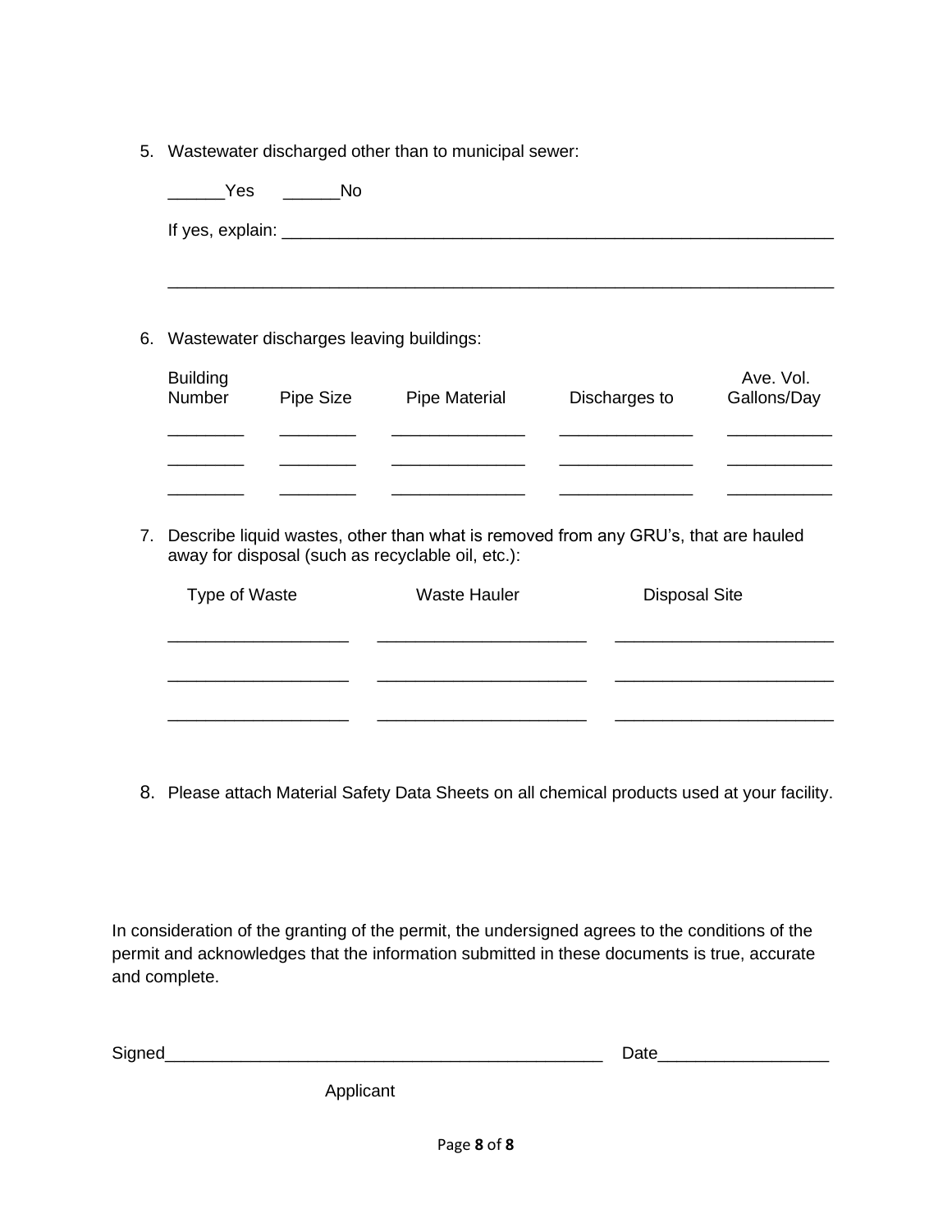5. Wastewater discharged other than to municipal sewer:

   ______Yes   ______No

   If yes, explain: ____________________________________________________________

   ______________________________________________________________________

6. Wastewater discharges leaving buildings:

| Building Number | Pipe Size | Pipe Material | Discharges to | Ave. Vol. Gallons/Day |
| --- | --- | --- | --- | --- |
| ________ | ________ | ______________ | ______________ | ___________ |
| ________ | ________ | ______________ | ______________ | ___________ |
| ________ | ________ | ______________ | ______________ | ___________ |

7. Describe liquid wastes, other than what is removed from any GRU's, that are hauled away for disposal (such as recyclable oil, etc.):

| Type of Waste | Waste Hauler | Disposal Site |
| --- | --- | --- |
| __________________ | _____________________ | ______________________ |
| __________________ | _____________________ | ______________________ |
| __________________ | _____________________ | ______________________ |

8. Please attach Material Safety Data Sheets on all chemical products used at your facility.

In consideration of the granting of the permit, the undersigned agrees to the conditions of the permit and acknowledges that the information submitted in these documents is true, accurate and complete.

Signed_______________________________________________ Date_________________

Applicant